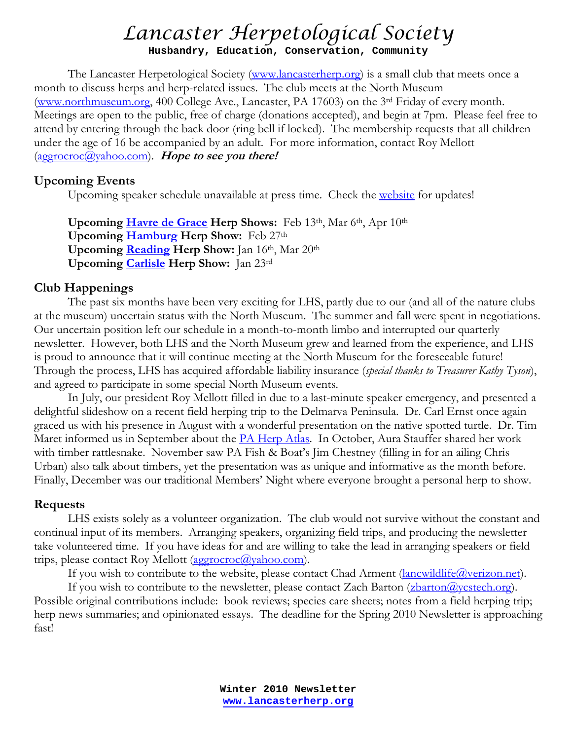# Lancaster Herpetological Society

**Husbandry, Education, Conservation, Community**

The Lancaster Herpetological Society (www.lancasterherp.org) is a small club that meets once a month to discuss herps and herp-related issues. The club meets at the North Museum (www.northmuseum.org, 400 College Ave., Lancaster, PA 17603) on the 3rd Friday of every month. Meetings are open to the public, free of charge (donations accepted), and begin at 7pm. Please feel free to attend by entering through the back door (ring bell if locked). The membership requests that all children under the age of 16 be accompanied by an adult. For more information, contact Roy Mellott (aggrocroc@yahoo.com). ***Hope to see you there!***

## Upcoming Events

Upcoming speaker schedule unavailable at press time. Check the website for updates!

**Upcoming Havre de Grace Herp Shows:** Feb 13th, Mar 6th, Apr 10th
**Upcoming Hamburg Herp Show:** Feb 27th
**Upcoming Reading Herp Show:** Jan 16th, Mar 20th
**Upcoming Carlisle Herp Show:** Jan 23rd

## Club Happenings

The past six months have been very exciting for LHS, partly due to our (and all of the nature clubs at the museum) uncertain status with the North Museum. The summer and fall were spent in negotiations. Our uncertain position left our schedule in a month-to-month limbo and interrupted our quarterly newsletter. However, both LHS and the North Museum grew and learned from the experience, and LHS is proud to announce that it will continue meeting at the North Museum for the foreseeable future! Through the process, LHS has acquired affordable liability insurance (*special thanks to Treasurer Kathy Tyson*), and agreed to participate in some special North Museum events.

In July, our president Roy Mellott filled in due to a last-minute speaker emergency, and presented a delightful slideshow on a recent field herping trip to the Delmarva Peninsula. Dr. Carl Ernst once again graced us with his presence in August with a wonderful presentation on the native spotted turtle. Dr. Tim Maret informed us in September about the PA Herp Atlas. In October, Aura Stauffer shared her work with timber rattlesnake. November saw PA Fish & Boat's Jim Chestney (filling in for an ailing Chris Urban) also talk about timbers, yet the presentation was as unique and informative as the month before. Finally, December was our traditional Members' Night where everyone brought a personal herp to show.

## Requests

LHS exists solely as a volunteer organization. The club would not survive without the constant and continual input of its members. Arranging speakers, organizing field trips, and producing the newsletter take volunteered time. If you have ideas for and are willing to take the lead in arranging speakers or field trips, please contact Roy Mellott (aggrocroc@yahoo.com).

If you wish to contribute to the website, please contact Chad Arment (lancwildlife@verizon.net).

If you wish to contribute to the newsletter, please contact Zach Barton (zbarton@ycstech.org). Possible original contributions include: book reviews; species care sheets; notes from a field herping trip; herp news summaries; and opinionated essays. The deadline for the Spring 2010 Newsletter is approaching fast!

**Winter 2010 Newsletter**
**www.lancasterherp.org**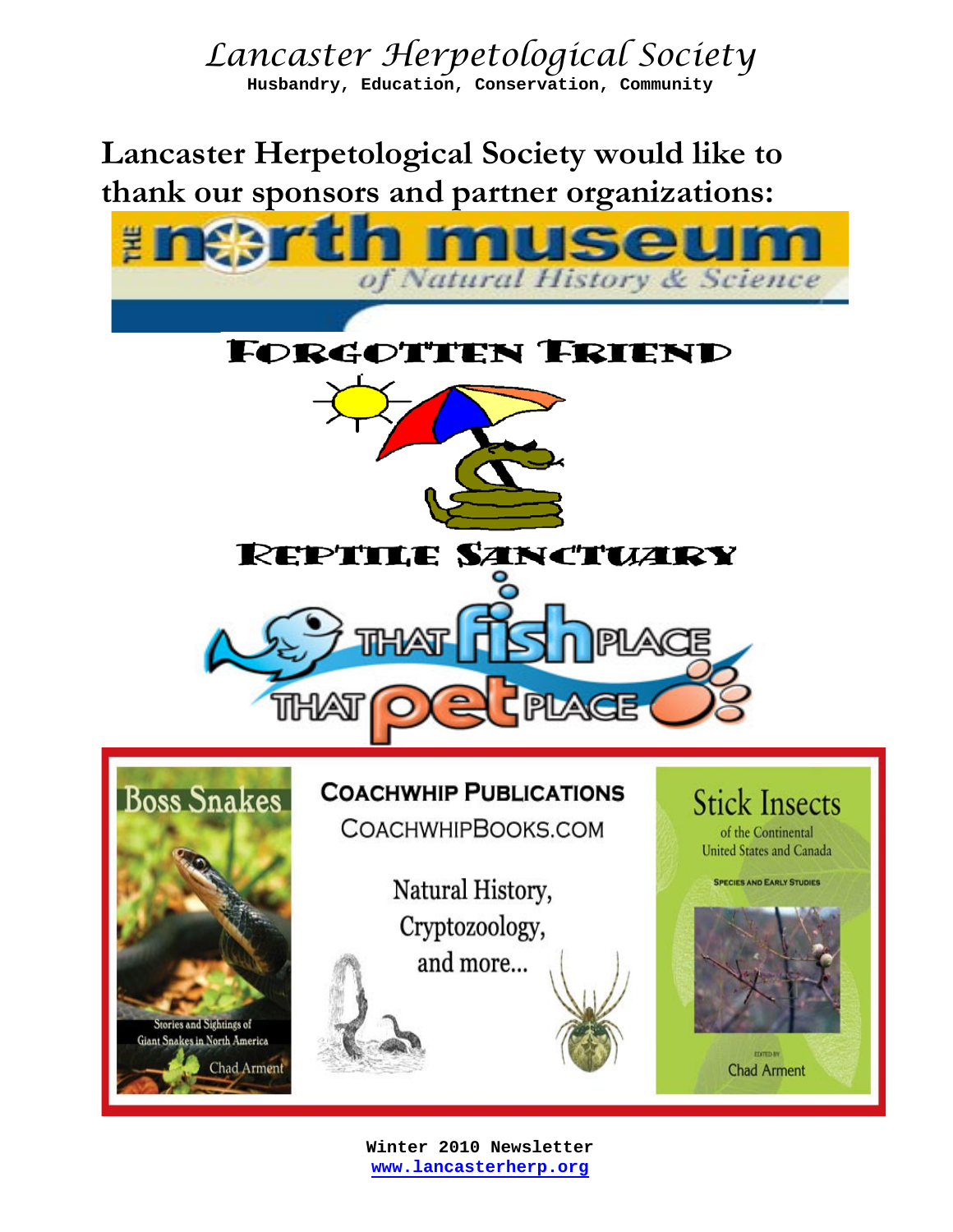*Lancaster Herpetological Society*

**Husbandry, Education, Conservation, Community**

## Lancaster Herpetological Society would like to thank our sponsors and partner organizations:

THE north museum of Natural History & Science

FORGOTTEN FRIEND

REPTILE SANCTUARY

THAT fish PLACE

THAT pet PLACE

Boss Snakes

Stories and Sightings of Giant Snakes in North America

Chad Arment

COACHWHIP PUBLICATIONS

COACHWHIPBOOKS.COM

Natural History,
Cryptozoology,
and more...

Stick Insects of the Continental United States and Canada

SPECIES AND EARLY STUDIES

EDITED BY

Chad Arment

**Winter 2010 Newsletter**

**www.lancasterherp.org**